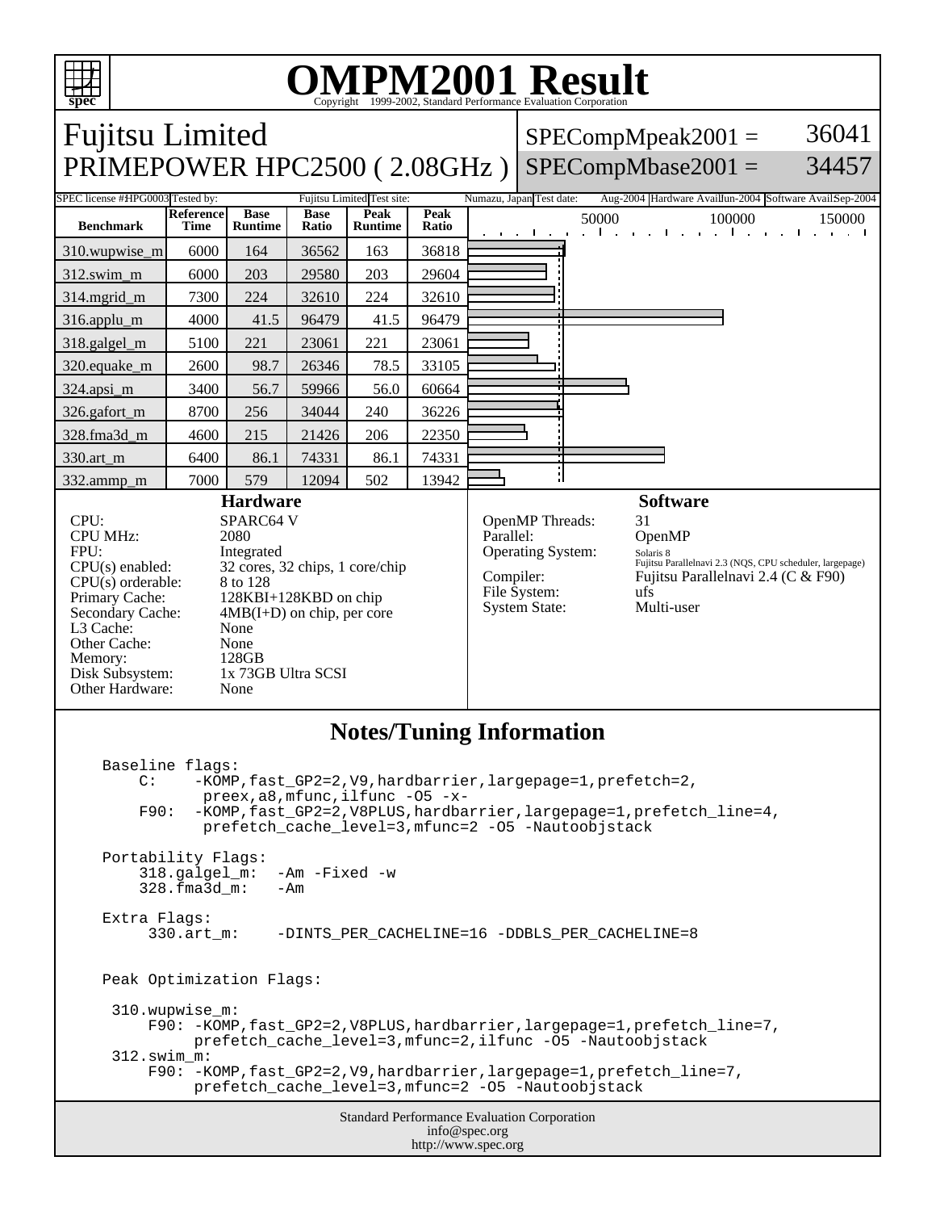# OMPM2001 Result

Copyright 1999-2002, Standard Performance Evaluation Corporation

## Fujitsu Limited
## PRIMEPOWER HPC2500 ( 2.08GHz )

SPECompMpeak2001 = 36041

SPECompMbase2001 = 34457

| SPEC license #: HPG0003 | Tested by: Fujitsu Limited | Test site: Numazu, Japan | Test date: Aug-2004 | Hardware Avail: Jun-2004 | Software Avail: Sep-2004 |
|---|---|---|---|---|---|

| Benchmark | Reference Time | Base Runtime | Base Ratio | Peak Runtime | Peak Ratio |
|---|---|---|---|---|---|
| 310.wupwise_m | 6000 | 164 | 36562 | 163 | 36818 |
| 312.swim_m | 6000 | 203 | 29580 | 203 | 29604 |
| 314.mgrid_m | 7300 | 224 | 32610 | 224 | 32610 |
| 316.applu_m | 4000 | 41.5 | 96479 | 41.5 | 96479 |
| 318.galgel_m | 5100 | 221 | 23061 | 221 | 23061 |
| 320.equake_m | 2600 | 98.7 | 26346 | 78.5 | 33105 |
| 324.apsi_m | 3400 | 56.7 | 59966 | 56.0 | 60664 |
| 326.gafort_m | 8700 | 256 | 34044 | 240 | 36226 |
| 328.fma3d_m | 4600 | 215 | 21426 | 206 | 22350 |
| 330.art_m | 6400 | 86.1 | 74331 | 86.1 | 74331 |
| 332.ammp_m | 7000 | 579 | 12094 | 502 | 13942 |

### Hardware

| | |
|---|---|
| CPU: | SPARC64 V |
| CPU MHz: | 2080 |
| FPU: | Integrated |
| CPU(s) enabled: | 32 cores, 32 chips, 1 core/chip |
| CPU(s) orderable: | 8 to 128 |
| Primary Cache: | 128KBI+128KBD on chip |
| Secondary Cache: | 4MB(I+D) on chip, per core |
| L3 Cache: | None |
| Other Cache: | None |
| Memory: | 128GB |
| Disk Subsystem: | 1x 73GB Ultra SCSI |
| Other Hardware: | None |

### Software

| | |
|---|---|
| OpenMP Threads: | 31 |
| Parallel: | OpenMP |
| Operating System: | Solaris 8 Fujitsu Parallelnavi 2.3 (NQS, CPU scheduler, largepage) |
| Compiler: | Fujitsu Parallelnavi 2.4 (C & F90) |
| File System: | ufs |
| System State: | Multi-user |

## Notes/Tuning Information

```
Baseline flags:
    C:    -KOMP,fast_GP2=2,V9,hardbarrier,largepage=1,prefetch=2,
           preex,a8,mfunc,ilfunc -O5 -x-
    F90:  -KOMP,fast_GP2=2,V8PLUS,hardbarrier,largepage=1,prefetch_line=4,
           prefetch_cache_level=3,mfunc=2 -O5 -Nautoobjstack

Portability Flags:
    318.galgel_m:  -Am -Fixed -w
    328.fma3d_m:   -Am

Extra Flags:
     330.art_m:    -DINTS_PER_CACHELINE=16 -DDBLS_PER_CACHELINE=8


Peak Optimization Flags:

 310.wupwise_m:
     F90: -KOMP,fast_GP2=2,V8PLUS,hardbarrier,largepage=1,prefetch_line=7,
          prefetch_cache_level=3,mfunc=2,ilfunc -O5 -Nautoobjstack
 312.swim_m:
     F90: -KOMP,fast_GP2=2,V9,hardbarrier,largepage=1,prefetch_line=7,
          prefetch_cache_level=3,mfunc=2 -O5 -Nautoobjstack
```

Standard Performance Evaluation Corporation
info@spec.org
http://www.spec.org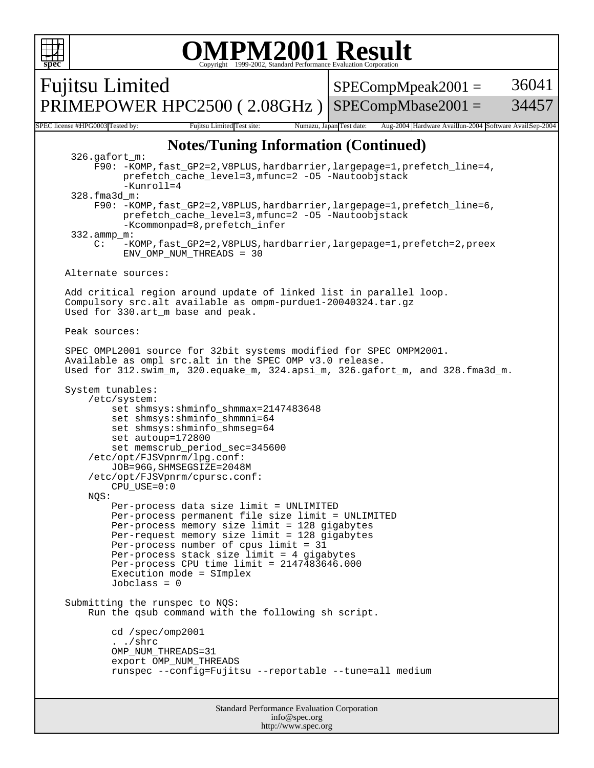# OMPM2001 Result

Copyright 1999-2002, Standard Performance Evaluation Corporation

**Fujitsu Limited**
**PRIMEPOWER HPC2500 ( 2.08GHz )**

SPECompMpeak2001 = 36041
SPECompMbase2001 = 34457

| SPEC license #: HPG0003 | Tested by: Fujitsu Limited | Test site: Numazu, Japan | Test date: Aug-2004 | Hardware Avail: Jun-2004 | Software Avail: Sep-2004 |
|---|---|---|---|---|---|

## Notes/Tuning Information (Continued)

```
  326.gafort_m:
      F90: -KOMP,fast_GP2=2,V8PLUS,hardbarrier,largepage=1,prefetch_line=4,
           prefetch_cache_level=3,mfunc=2 -O5 -Nautoobjstack
           -Kunroll=4
  328.fma3d_m:
      F90: -KOMP,fast_GP2=2,V8PLUS,hardbarrier,largepage=1,prefetch_line=6,
           prefetch_cache_level=3,mfunc=2 -O5 -Nautoobjstack
           -Kcommonpad=8,prefetch_infer
  332.ammp_m:
      C:   -KOMP,fast_GP2=2,V8PLUS,hardbarrier,largepage=1,prefetch=2,preex
           ENV_OMP_NUM_THREADS = 30

 Alternate sources:

 Add critical region around update of linked list in parallel loop.
 Compulsory src.alt available as ompm-purdue1-20040324.tar.gz
 Used for 330.art_m base and peak.

 Peak sources:

 SPEC OMPL2001 source for 32bit systems modified for SPEC OMPM2001.
 Available as ompl src.alt in the SPEC OMP v3.0 release.
 Used for 312.swim_m, 320.equake_m, 324.apsi_m, 326.gafort_m, and 328.fma3d_m.

 System tunables:
     /etc/system:
         set shmsys:shminfo_shmmax=2147483648
         set shmsys:shminfo_shmmni=64
         set shmsys:shminfo_shmseg=64
         set autoup=172800
         set memscrub_period_sec=345600
     /etc/opt/FJSVpnrm/lpg.conf:
         JOB=96G,SHMSEGSIZE=2048M
     /etc/opt/FJSVpnrm/cpursc.conf:
         CPU_USE=0:0
     NQS:
         Per-process data size limit = UNLIMITED
         Per-process permanent file size limit = UNLIMITED
         Per-process memory size limit = 128 gigabytes
         Per-request memory size limit = 128 gigabytes
         Per-process number of cpus limit = 31
         Per-process stack size limit = 4 gigabytes
         Per-process CPU time limit = 2147483646.000
         Execution mode = SImplex
         Jobclass = 0

 Submitting the runspec to NQS:
     Run the qsub command with the following sh script.

         cd /spec/omp2001
         . ./shrc
         OMP_NUM_THREADS=31
         export OMP_NUM_THREADS
         runspec --config=Fujitsu --reportable --tune=all medium
```

Standard Performance Evaluation Corporation
info@spec.org
http://www.spec.org